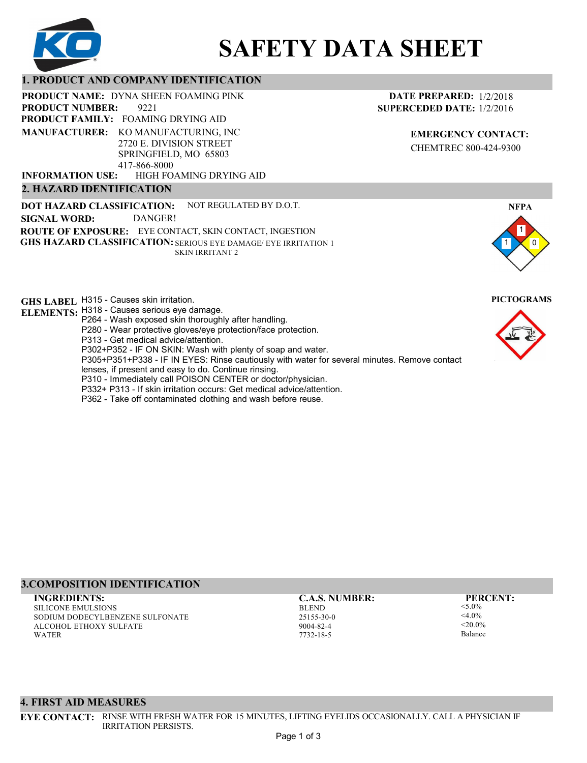# SAFETY DATA SHEET

## 1. PRODUCT AND COMPANY IDENTIFICATION

**PRODUCT NAME:** DYNA SHEEN FOAMING PINK
**PRODUCT NUMBER:** 9221
**PRODUCT FAMILY:** FOAMING DRYING AID
**MANUFACTURER:** KO MANUFACTURING, INC
2720 E. DIVISION STREET
SPRINGFIELD, MO 65803
417-866-8000
**INFORMATION USE:** HIGH FOAMING DRYING AID

**DATE PREPARED:** 1/2/2018
**SUPERCEDED DATE:** 1/2/2016

**EMERGENCY CONTACT:**
CHEMTREC 800-424-9300

## 2. HAZARD IDENTIFICATION

**DOT HAZARD CLASSIFICATION:** NOT REGULATED BY D.O.T.
**SIGNAL WORD:** DANGER!
**ROUTE OF EXPOSURE:** EYE CONTACT, SKIN CONTACT, INGESTION
**GHS HAZARD CLASSIFICATION:** SERIOUS EYE DAMAGE/ EYE IRRITATION 1
SKIN IRRITANT 2

**NFPA**

Health: 1, Flammability: 1, Instability: 0

**GHS LABEL ELEMENTS:**
H315 - Causes skin irritation.
H318 - Causes serious eye damage.
P264 - Wash exposed skin thoroughly after handling.
P280 - Wear protective gloves/eye protection/face protection.
P313 - Get medical advice/attention.
P302+P352 - IF ON SKIN: Wash with plenty of soap and water.
P305+P351+P338 - IF IN EYES: Rinse cautiously with water for several minutes. Remove contact lenses, if present and easy to do. Continue rinsing.
P310 - Immediately call POISON CENTER or doctor/physician.
P332+ P313 - If skin irritation occurs: Get medical advice/attention.
P362 - Take off contaminated clothing and wash before reuse.

**PICTOGRAMS**

## 3.COMPOSITION IDENTIFICATION

| INGREDIENTS: | C.A.S. NUMBER: | PERCENT: |
|---|---|---|
| SILICONE EMULSIONS | BLEND | <5.0% |
| SODIUM DODECYLBENZENE SULFONATE | 25155-30-0 | <4.0% |
| ALCOHOL ETHOXY SULFATE | 9004-82-4 | <20.0% |
| WATER | 7732-18-5 | Balance |

## 4. FIRST AID MEASURES

**EYE CONTACT:** RINSE WITH FRESH WATER FOR 15 MINUTES, LIFTING EYELIDS OCCASIONALLY. CALL A PHYSICIAN IF IRRITATION PERSISTS.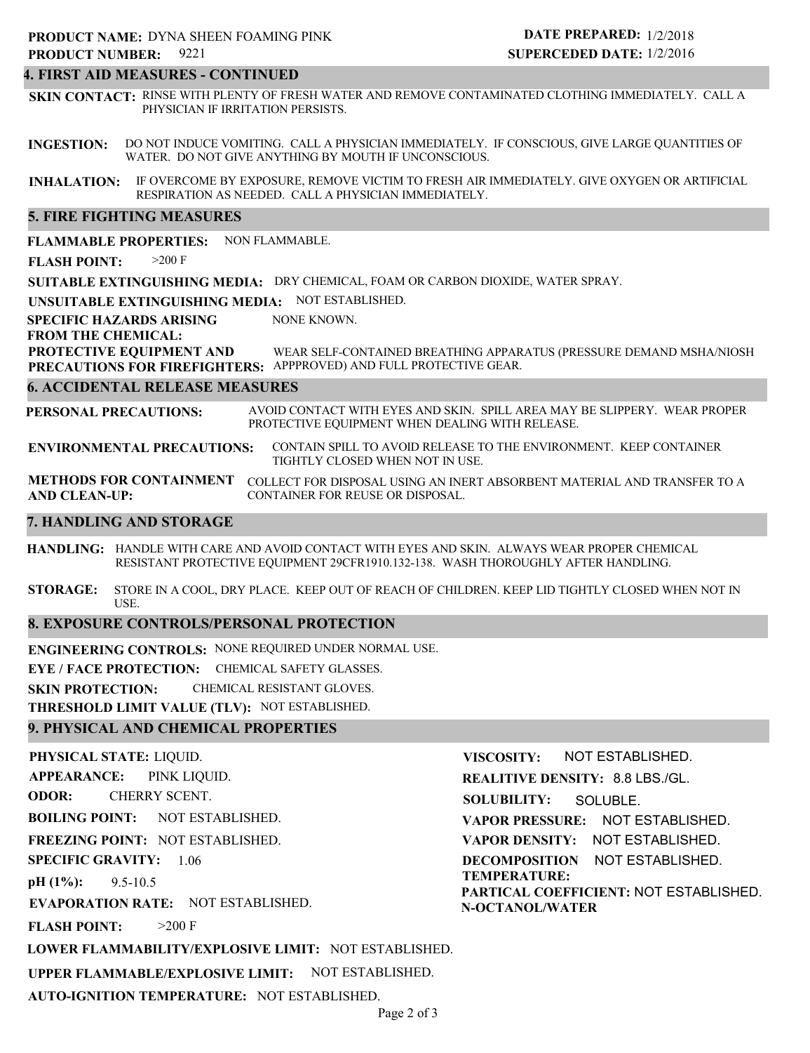**PRODUCT NAME:** DYNA SHEEN FOAMING PINK
**PRODUCT NUMBER:** 9221

**DATE PREPARED:** 1/2/2018
**SUPERCEDED DATE:** 1/2/2016

## 4. FIRST AID MEASURES - CONTINUED

**SKIN CONTACT:** RINSE WITH PLENTY OF FRESH WATER AND REMOVE CONTAMINATED CLOTHING IMMEDIATELY. CALL A PHYSICIAN IF IRRITATION PERSISTS.

**INGESTION:** DO NOT INDUCE VOMITING. CALL A PHYSICIAN IMMEDIATELY. IF CONSCIOUS, GIVE LARGE QUANTITIES OF WATER. DO NOT GIVE ANYTHING BY MOUTH IF UNCONSCIOUS.

**INHALATION:** IF OVERCOME BY EXPOSURE, REMOVE VICTIM TO FRESH AIR IMMEDIATELY. GIVE OXYGEN OR ARTIFICIAL RESPIRATION AS NEEDED. CALL A PHYSICIAN IMMEDIATELY.

## 5. FIRE FIGHTING MEASURES

**FLAMMABLE PROPERTIES:** NON FLAMMABLE.

**FLASH POINT:** >200 F

**SUITABLE EXTINGUISHING MEDIA:** DRY CHEMICAL, FOAM OR CARBON DIOXIDE, WATER SPRAY.

**UNSUITABLE EXTINGUISHING MEDIA:** NOT ESTABLISHED.

**SPECIFIC HAZARDS ARISING FROM THE CHEMICAL:** NONE KNOWN.

**PROTECTIVE EQUIPMENT AND PRECAUTIONS FOR FIREFIGHTERS:** WEAR SELF-CONTAINED BREATHING APPARATUS (PRESSURE DEMAND MSHA/NIOSH APPPROVED) AND FULL PROTECTIVE GEAR.

## 6. ACCIDENTAL RELEASE MEASURES

**PERSONAL PRECAUTIONS:** AVOID CONTACT WITH EYES AND SKIN. SPILL AREA MAY BE SLIPPERY. WEAR PROPER PROTECTIVE EQUIPMENT WHEN DEALING WITH RELEASE.

**ENVIRONMENTAL PRECAUTIONS:** CONTAIN SPILL TO AVOID RELEASE TO THE ENVIRONMENT. KEEP CONTAINER TIGHTLY CLOSED WHEN NOT IN USE.

**METHODS FOR CONTAINMENT AND CLEAN-UP:** COLLECT FOR DISPOSAL USING AN INERT ABSORBENT MATERIAL AND TRANSFER TO A CONTAINER FOR REUSE OR DISPOSAL.

## 7. HANDLING AND STORAGE

**HANDLING:** HANDLE WITH CARE AND AVOID CONTACT WITH EYES AND SKIN. ALWAYS WEAR PROPER CHEMICAL RESISTANT PROTECTIVE EQUIPMENT 29CFR1910.132-138. WASH THOROUGHLY AFTER HANDLING.

**STORAGE:** STORE IN A COOL, DRY PLACE. KEEP OUT OF REACH OF CHILDREN. KEEP LID TIGHTLY CLOSED WHEN NOT IN USE.

## 8. EXPOSURE CONTROLS/PERSONAL PROTECTION

**ENGINEERING CONTROLS:** NONE REQUIRED UNDER NORMAL USE.

**EYE / FACE PROTECTION:** CHEMICAL SAFETY GLASSES.

**SKIN PROTECTION:** CHEMICAL RESISTANT GLOVES.

**THRESHOLD LIMIT VALUE (TLV):** NOT ESTABLISHED.

## 9. PHYSICAL AND CHEMICAL PROPERTIES

**PHYSICAL STATE:** LIQUID.

**APPEARANCE:** PINK LIQUID.

**ODOR:** CHERRY SCENT.

**BOILING POINT:** NOT ESTABLISHED.

**FREEZING POINT:** NOT ESTABLISHED.

**SPECIFIC GRAVITY:** 1.06

**pH (1%):** 9.5-10.5

**EVAPORATION RATE:** NOT ESTABLISHED.

**FLASH POINT:** >200 F

**LOWER FLAMMABILITY/EXPLOSIVE LIMIT:** NOT ESTABLISHED.

**UPPER FLAMMABLE/EXPLOSIVE LIMIT:** NOT ESTABLISHED.

**AUTO-IGNITION TEMPERATURE:** NOT ESTABLISHED.

**VISCOSITY:** NOT ESTABLISHED.

**REALITIVE DENSITY:** 8.8 LBS./GL.

**SOLUBILITY:** SOLUBLE.

**VAPOR PRESSURE:** NOT ESTABLISHED.

**VAPOR DENSITY:** NOT ESTABLISHED.

**DECOMPOSITION TEMPERATURE:** NOT ESTABLISHED.

**PARTICAL COEFFICIENT: N-OCTANOL/WATER** NOT ESTABLISHED.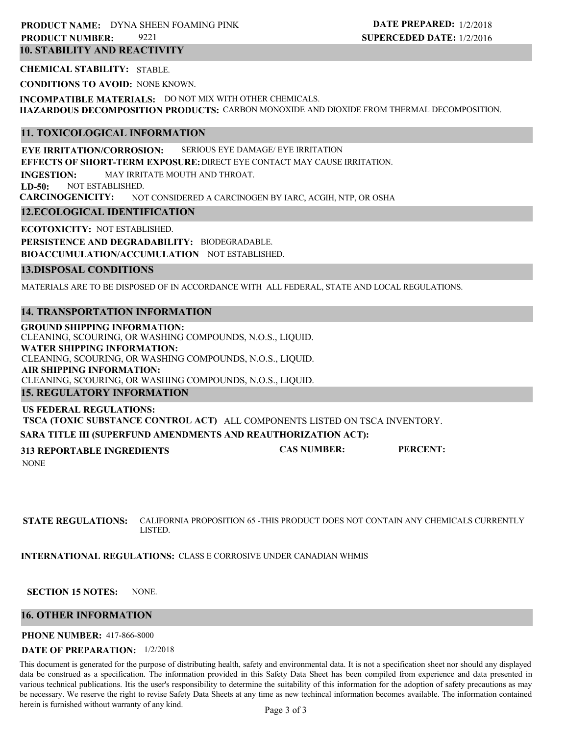**PRODUCT NAME:** DYNA SHEEN FOAMING PINK
**PRODUCT NUMBER:** 9221

**DATE PREPARED:** 1/2/2018
**SUPERCEDED DATE:** 1/2/2016

## 10. STABILITY AND REACTIVITY

**CHEMICAL STABILITY:** STABLE.

**CONDITIONS TO AVOID:** NONE KNOWN.

**INCOMPATIBLE MATERIALS:** DO NOT MIX WITH OTHER CHEMICALS.

**HAZARDOUS DECOMPOSITION PRODUCTS:** CARBON MONOXIDE AND DIOXIDE FROM THERMAL DECOMPOSITION.

## 11. TOXICOLOGICAL INFORMATION

**EYE IRRITATION/CORROSION:** SERIOUS EYE DAMAGE/ EYE IRRITATION

**EFFECTS OF SHORT-TERM EXPOSURE:** DIRECT EYE CONTACT MAY CAUSE IRRITATION.

**INGESTION:** MAY IRRITATE MOUTH AND THROAT.

**LD-50:** NOT ESTABLISHED.

**CARCINOGENICITY:** NOT CONSIDERED A CARCINOGEN BY IARC, ACGIH, NTP, OR OSHA

## 12.ECOLOGICAL IDENTIFICATION

**ECOTOXICITY:** NOT ESTABLISHED.

**PERSISTENCE AND DEGRADABILITY:** BIODEGRADABLE.

**BIOACCUMULATION/ACCUMULATION** NOT ESTABLISHED.

## 13.DISPOSAL CONDITIONS

MATERIALS ARE TO BE DISPOSED OF IN ACCORDANCE WITH ALL FEDERAL, STATE AND LOCAL REGULATIONS.

## 14. TRANSPORTATION INFORMATION

**GROUND SHIPPING INFORMATION:**
CLEANING, SCOURING, OR WASHING COMPOUNDS, N.O.S., LIQUID.

**WATER SHIPPING INFORMATION:**
CLEANING, SCOURING, OR WASHING COMPOUNDS, N.O.S., LIQUID.

**AIR SHIPPING INFORMATION:**
CLEANING, SCOURING, OR WASHING COMPOUNDS, N.O.S., LIQUID.

## 15. REGULATORY INFORMATION

**US FEDERAL REGULATIONS:**

**TSCA (TOXIC SUBSTANCE CONTROL ACT)** ALL COMPONENTS LISTED ON TSCA INVENTORY.

**SARA TITLE III (SUPERFUND AMENDMENTS AND REAUTHORIZATION ACT):**

| 313 REPORTABLE INGREDIENTS | CAS NUMBER: | PERCENT: |
|---|---|---|
| NONE | | |

**STATE REGULATIONS:** CALIFORNIA PROPOSITION 65 -THIS PRODUCT DOES NOT CONTAIN ANY CHEMICALS CURRENTLY LISTED.

**INTERNATIONAL REGULATIONS:** CLASS E CORROSIVE UNDER CANADIAN WHMIS

**SECTION 15 NOTES:** NONE.

## 16. OTHER INFORMATION

**PHONE NUMBER:** 417-866-8000

**DATE OF PREPARATION:** 1/2/2018

This document is generated for the purpose of distributing health, safety and environmental data. It is not a specification sheet nor should any displayed data be construed as a specification. The information provided in this Safety Data Sheet has been compiled from experience and data presented in various technical publications. Itis the user's responsibility to determine the suitability of this information for the adoption of safety precautions as may be necessary. We reserve the right to revise Safety Data Sheets at any time as new techincal information becomes available. The information contained herein is furnished without warranty of any kind.